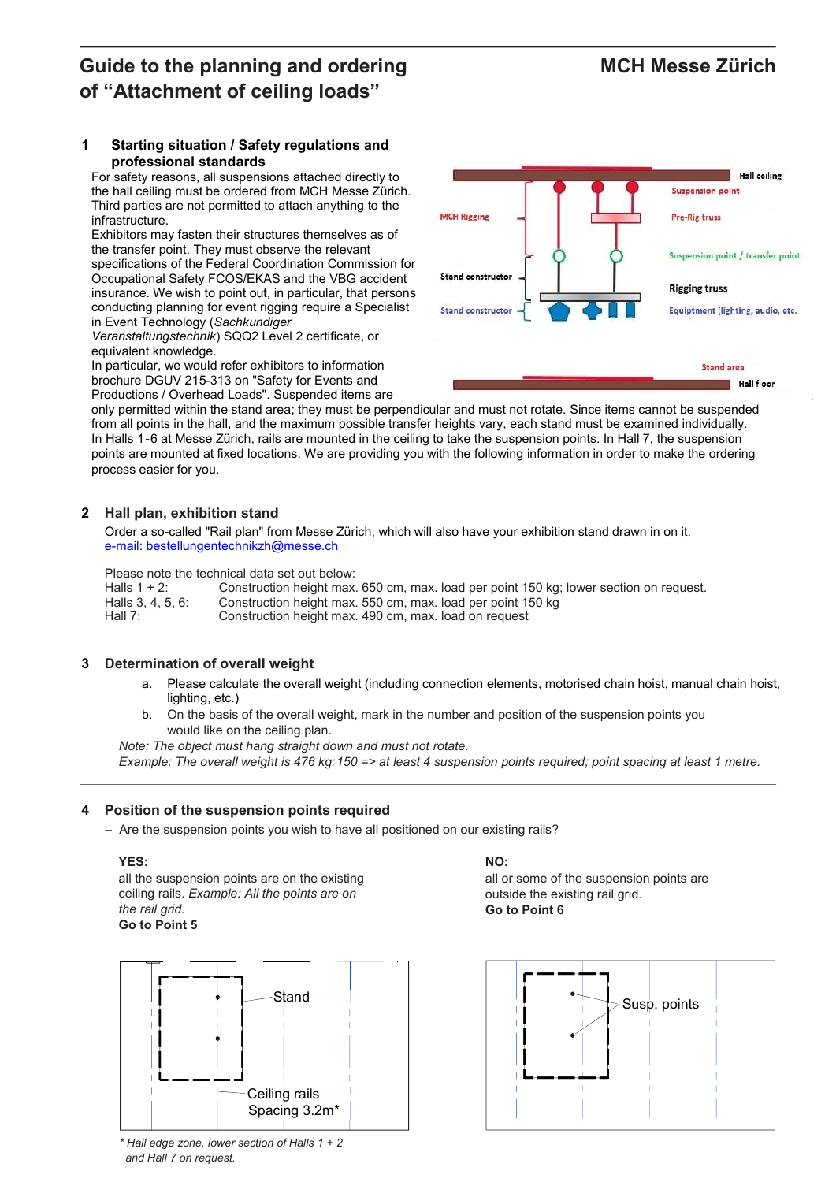# Guide to the planning and ordering of “Attachment of ceiling loads”

MCH Messe Zürich

## 1 Starting situation / Safety regulations and professional standards

For safety reasons, all suspensions attached directly to the hall ceiling must be ordered from MCH Messe Zürich. Third parties are not permitted to attach anything to the infrastructure.

Exhibitors may fasten their structures themselves as of the transfer point. They must observe the relevant specifications of the Federal Coordination Commission for Occupational Safety FCOS/EKAS and the VBG accident insurance. We wish to point out, in particular, that persons conducting planning for event rigging require a Specialist in Event Technology (*Sachkundiger Veranstaltungstechnik*) SQQ2 Level 2 certificate, or equivalent knowledge.

In particular, we would refer exhibitors to information brochure DGUV 215-313 on "Safety for Events and Productions / Overhead Loads". Suspended items are only permitted within the stand area; they must be perpendicular and must not rotate. Since items cannot be suspended from all points in the hall, and the maximum possible transfer heights vary, each stand must be examined individually.

In Halls 1-6 at Messe Zürich, rails are mounted in the ceiling to take the suspension points. In Hall 7, the suspension points are mounted at fixed locations. We are providing you with the following information in order to make the ordering process easier for you.

Hall ceiling
Suspension point
MCH Rigging
Pre-Rig truss
Suspension point / transfer point
Stand constructor
Rigging truss
Stand constructor
Equipment (lighting, audio, etc.)
Stand area
Hall floor

## 2 Hall plan, exhibition stand

Order a so-called "Rail plan" from Messe Zürich, which will also have your exhibition stand drawn in on it.
e-mail: bestellungentechnikzh@messe.ch

Please note the technical data set out below:

| | |
|---|---|
| Halls 1 + 2: | Construction height max. 650 cm, max. load per point 150 kg; lower section on request. |
| Halls 3, 4, 5, 6: | Construction height max. 550 cm, max. load per point 150 kg |
| Hall 7: | Construction height max. 490 cm, max. load on request |

## 3 Determination of overall weight

a. Please calculate the overall weight (including connection elements, motorised chain hoist, manual chain hoist, lighting, etc.)

b. On the basis of the overall weight, mark in the number and position of the suspension points you would like on the ceiling plan.

*Note: The object must hang straight down and must not rotate.*

*Example: The overall weight is 476 kg:150 => at least 4 suspension points required; point spacing at least 1 metre.*

## 4 Position of the suspension points required

– Are the suspension points you wish to have all positioned on our existing rails?

**YES:**
all the suspension points are on the existing ceiling rails. *Example: All the points are on the rail grid.*
**Go to Point 5**

**NO:**
all or some of the suspension points are outside the existing rail grid.
**Go to Point 6**

Stand
Ceiling rails
Spacing 3.2m*

Susp. points

*\* Hall edge zone, lower section of Halls 1 + 2 and Hall 7 on request.*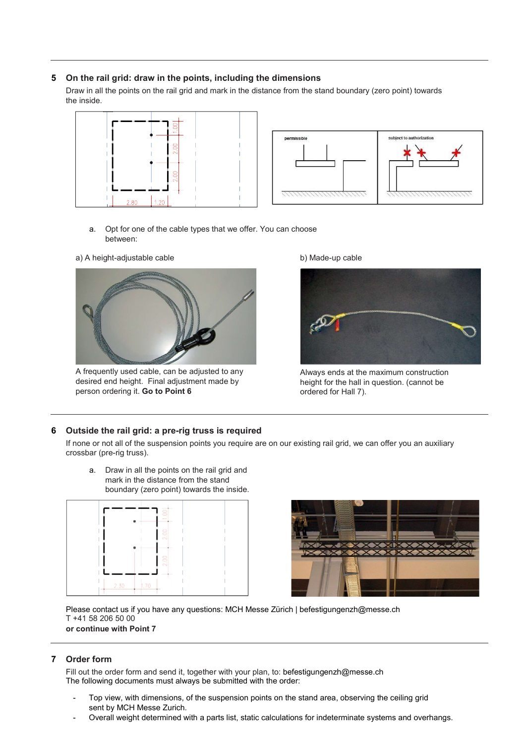## 5 On the rail grid: draw in the points, including the dimensions

Draw in all the points on the rail grid and mark in the distance from the stand boundary (zero point) towards the inside.

a. Opt for one of the cable types that we offer. You can choose between:

a) A height-adjustable cable

A frequently used cable, can be adjusted to any desired end height. Final adjustment made by person ordering it. **Go to Point 6**

b) Made-up cable

Always ends at the maximum construction height for the hall in question. (cannot be ordered for Hall 7).

## 6 Outside the rail grid: a pre-rig truss is required

If none or not all of the suspension points you require are on our existing rail grid, we can offer you an auxiliary crossbar (pre-rig truss).

a. Draw in all the points on the rail grid and mark in the distance from the stand boundary (zero point) towards the inside.

Please contact us if you have any questions: MCH Messe Zürich | befestigungenzh@messe.ch
T +41 58 206 50 00
**or continue with Point 7**

## 7 Order form

Fill out the order form and send it, together with your plan, to: befestigungenzh@messe.ch
The following documents must always be submitted with the order:

- Top view, with dimensions, of the suspension points on the stand area, observing the ceiling grid sent by MCH Messe Zurich.
- Overall weight determined with a parts list, static calculations for indeterminate systems and overhangs.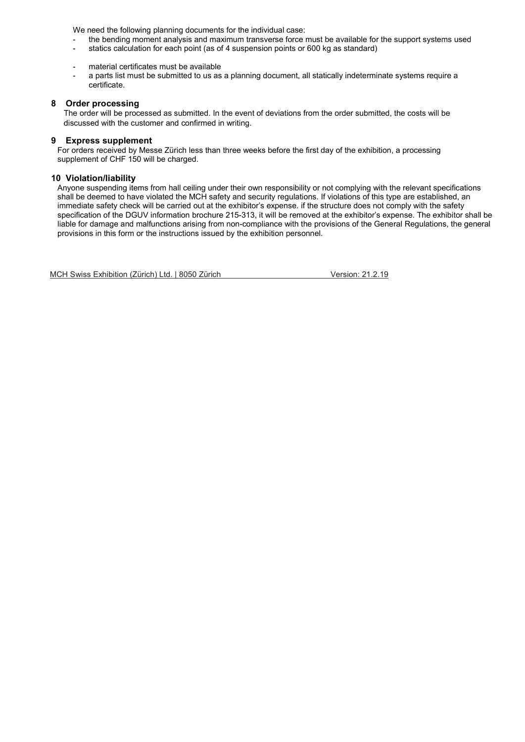We need the following planning documents for the individual case:

- the bending moment analysis and maximum transverse force must be available for the support systems used
- statics calculation for each point (as of 4 suspension points or 600 kg as standard)
- material certificates must be available
- a parts list must be submitted to us as a planning document, all statically indeterminate systems require a certificate.

## 8 Order processing

The order will be processed as submitted. In the event of deviations from the order submitted, the costs will be discussed with the customer and confirmed in writing.

## 9 Express supplement

For orders received by Messe Zürich less than three weeks before the first day of the exhibition, a processing supplement of CHF 150 will be charged.

## 10 Violation/liability

Anyone suspending items from hall ceiling under their own responsibility or not complying with the relevant specifications shall be deemed to have violated the MCH safety and security regulations. If violations of this type are established, an immediate safety check will be carried out at the exhibitor's expense. if the structure does not comply with the safety specification of the DGUV information brochure 215-313, it will be removed at the exhibitor's expense. The exhibitor shall be liable for damage and malfunctions arising from non-compliance with the provisions of the General Regulations, the general provisions in this form or the instructions issued by the exhibition personnel.

MCH Swiss Exhibition (Zürich) Ltd. | 8050 Zürich Version: 21.2.19